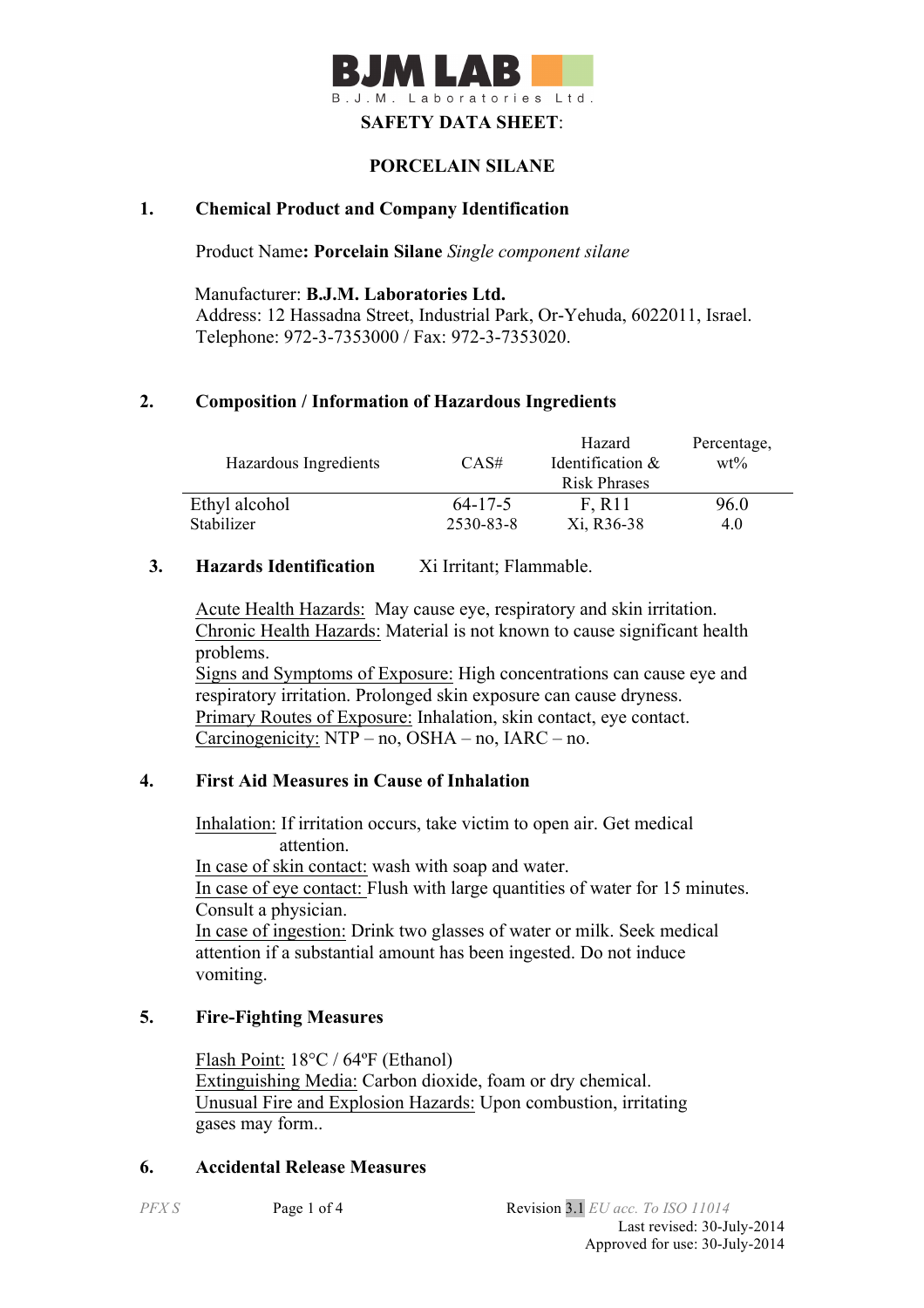BJM LAB
B.J.M. Laboratories Ltd.

**SAFETY DATA SHEET**:

**PORCELAIN SILANE**

## 1. Chemical Product and Company Identification

Product Name**: Porcelain Silane** *Single component silane*

Manufacturer: **B.J.M. Laboratories Ltd.**
Address: 12 Hassadna Street, Industrial Park, Or-Yehuda, 6022011, Israel.
Telephone: 972-3-7353000 / Fax: 972-3-7353020.

## 2. Composition / Information of Hazardous Ingredients

| Hazardous Ingredients | CAS# | Hazard Identification & Risk Phrases | Percentage, wt% |
|---|---|---|---|
| Ethyl alcohol | 64-17-5 | F, R11 | 96.0 |
| Stabilizer | 2530-83-8 | Xi, R36-38 | 4.0 |

## 3. Hazards Identification Xi Irritant; Flammable.

Acute Health Hazards: May cause eye, respiratory and skin irritation.
Chronic Health Hazards: Material is not known to cause significant health problems.
Signs and Symptoms of Exposure: High concentrations can cause eye and respiratory irritation. Prolonged skin exposure can cause dryness.
Primary Routes of Exposure: Inhalation, skin contact, eye contact.
Carcinogenicity: NTP – no, OSHA – no, IARC – no.

## 4. First Aid Measures in Cause of Inhalation

Inhalation: If irritation occurs, take victim to open air. Get medical attention.
In case of skin contact: wash with soap and water.
In case of eye contact: Flush with large quantities of water for 15 minutes. Consult a physician.
In case of ingestion: Drink two glasses of water or milk. Seek medical attention if a substantial amount has been ingested. Do not induce vomiting.

## 5. Fire-Fighting Measures

Flash Point: 18°C / 64ºF (Ethanol)
Extinguishing Media: Carbon dioxide, foam or dry chemical.
Unusual Fire and Explosion Hazards: Upon combustion, irritating gases may form..

## 6. Accidental Release Measures

PFX S

Revision 3.1 *EU acc. To ISO 11014*
Last revised: 30-July-2014
Approved for use: 30-July-2014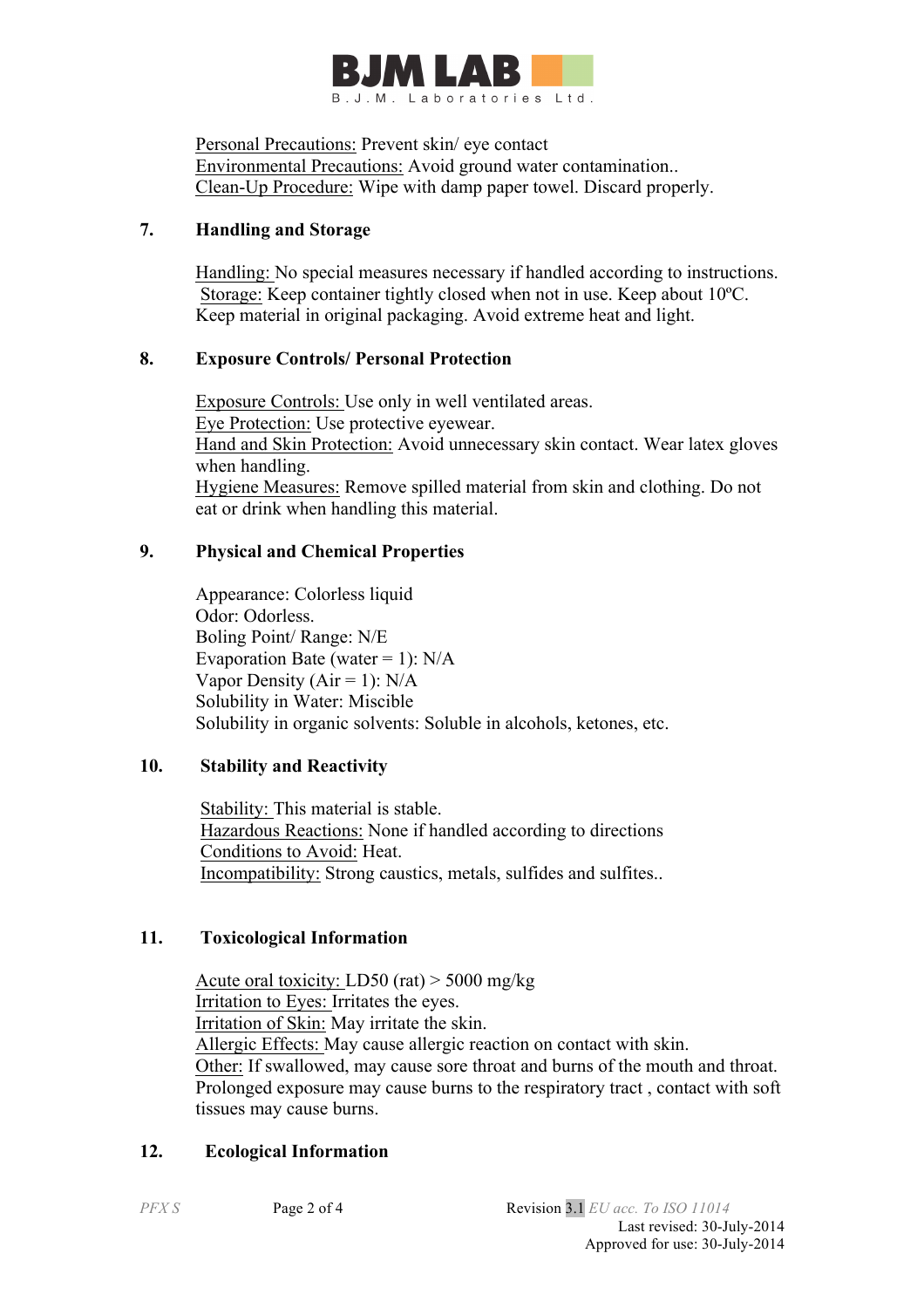Personal Precautions: Prevent skin/ eye contact
Environmental Precautions: Avoid ground water contamination..
Clean-Up Procedure: Wipe with damp paper towel. Discard properly.

## 7. Handling and Storage

Handling: No special measures necessary if handled according to instructions.
Storage: Keep container tightly closed when not in use. Keep about 10ºC. Keep material in original packaging. Avoid extreme heat and light.

## 8. Exposure Controls/ Personal Protection

Exposure Controls: Use only in well ventilated areas.
Eye Protection: Use protective eyewear.
Hand and Skin Protection: Avoid unnecessary skin contact. Wear latex gloves when handling.
Hygiene Measures: Remove spilled material from skin and clothing. Do not eat or drink when handling this material.

## 9. Physical and Chemical Properties

Appearance: Colorless liquid
Odor: Odorless.
Boling Point/ Range: N/E
Evaporation Bate (water = 1): N/A
Vapor Density (Air = 1): N/A
Solubility in Water: Miscible
Solubility in organic solvents: Soluble in alcohols, ketones, etc.

## 10. Stability and Reactivity

Stability: This material is stable.
Hazardous Reactions: None if handled according to directions
Conditions to Avoid: Heat.
Incompatibility: Strong caustics, metals, sulfides and sulfites..

## 11. Toxicological Information

Acute oral toxicity: LD50 (rat) > 5000 mg/kg
Irritation to Eyes: Irritates the eyes.
Irritation of Skin: May irritate the skin.
Allergic Effects: May cause allergic reaction on contact with skin.
Other: If swallowed, may cause sore throat and burns of the mouth and throat. Prolonged exposure may cause burns to the respiratory tract , contact with soft tissues may cause burns.

## 12. Ecological Information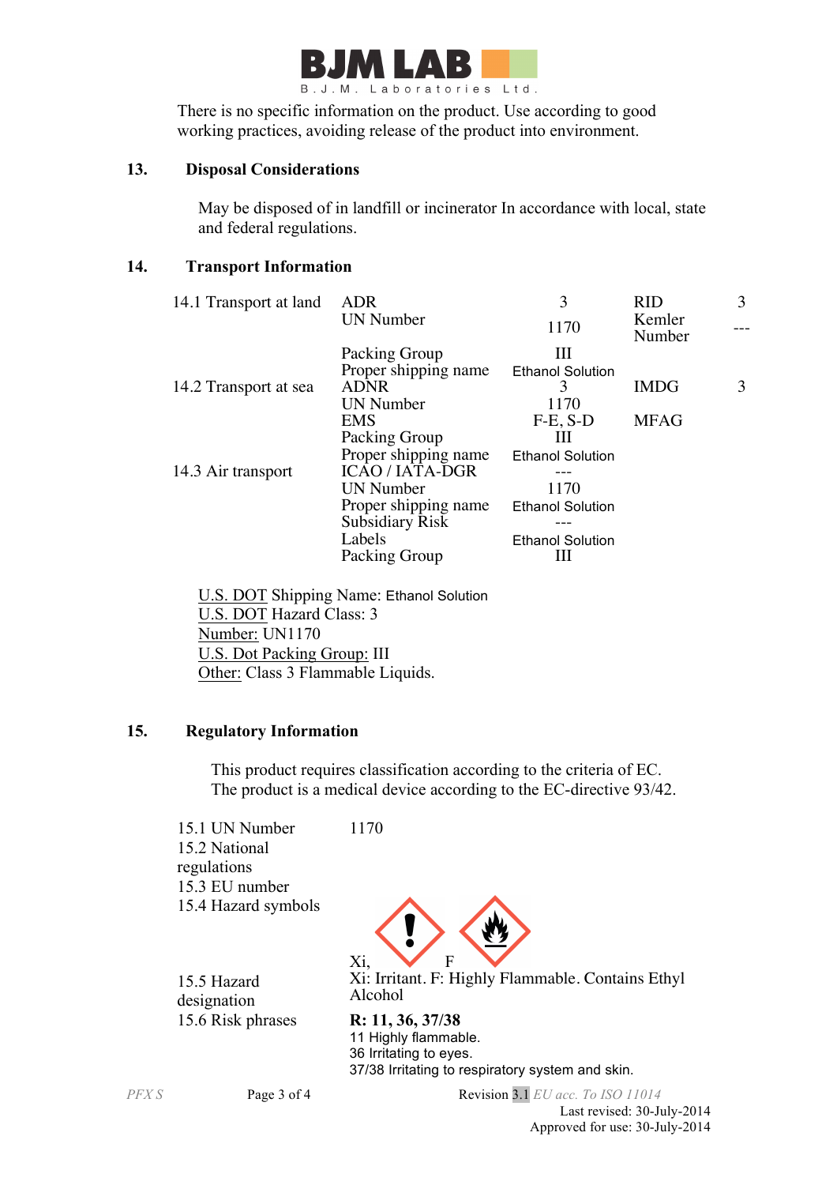There is no specific information on the product. Use according to good working practices, avoiding release of the product into environment.

## 13. Disposal Considerations

May be disposed of in landfill or incinerator In accordance with local, state and federal regulations.

## 14. Transport Information

| | | | | |
|---|---|---|---|---|
| 14.1 Transport at land | ADR | 3 | RID | 3 |
| | UN Number | 1170 | Kemler Number | --- |
| | Packing Group | III | | |
| | Proper shipping name | Ethanol Solution | | |
| 14.2 Transport at sea | ADNR | 3 | IMDG | 3 |
| | UN Number | 1170 | | |
| | EMS | F-E, S-D | MFAG | |
| | Packing Group | III | | |
| | Proper shipping name | Ethanol Solution | | |
| 14.3 Air transport | ICAO / IATA-DGR | --- | | |
| | UN Number | 1170 | | |
| | Proper shipping name | Ethanol Solution | | |
| | Subsidiary Risk | --- | | |
| | Labels | Ethanol Solution | | |
| | Packing Group | III | | |

U.S. DOT Shipping Name: Ethanol Solution
U.S. DOT Hazard Class: 3
Number: UN1170
U.S. Dot Packing Group: III
Other: Class 3 Flammable Liquids.

## 15. Regulatory Information

This product requires classification according to the criteria of EC.
The product is a medical device according to the EC-directive 93/42.

| | |
|---|---|
| 15.1 UN Number | 1170 |
| 15.2 National regulations | |
| 15.3 EU number | |
| 15.4 Hazard symbols | Xi, F |
| 15.5 Hazard designation | Xi: Irritant. F: Highly Flammable. Contains Ethyl Alcohol |
| 15.6 Risk phrases | **R: 11, 36, 37/38**<br>11 Highly flammable.<br>36 Irritating to eyes.<br>37/38 Irritating to respiratory system and skin. |

Revision 3.1 EU acc. To ISO 11014
Last revised: 30-July-2014
Approved for use: 30-July-2014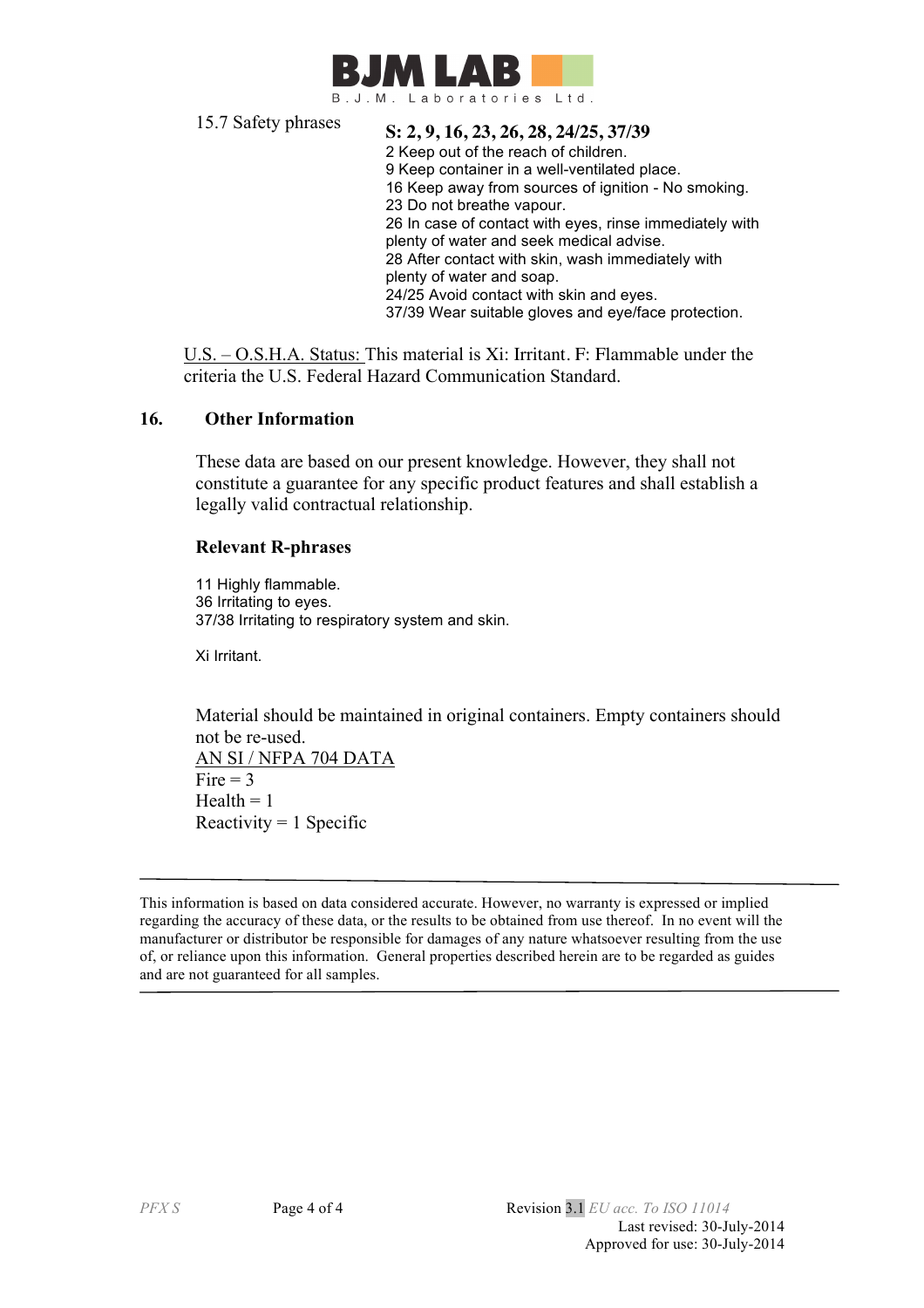15.7 Safety phrases

**S: 2, 9, 16, 23, 26, 28, 24/25, 37/39**

2 Keep out of the reach of children.
9 Keep container in a well-ventilated place.
16 Keep away from sources of ignition - No smoking.
23 Do not breathe vapour.
26 In case of contact with eyes, rinse immediately with plenty of water and seek medical advise.
28 After contact with skin, wash immediately with plenty of water and soap.
24/25 Avoid contact with skin and eyes.
37/39 Wear suitable gloves and eye/face protection.

U.S. – O.S.H.A. Status: This material is Xi: Irritant. F: Flammable under the criteria the U.S. Federal Hazard Communication Standard.

## 16. Other Information

These data are based on our present knowledge. However, they shall not constitute a guarantee for any specific product features and shall establish a legally valid contractual relationship.

**Relevant R-phrases**

11 Highly flammable.
36 Irritating to eyes.
37/38 Irritating to respiratory system and skin.

Xi Irritant.

Material should be maintained in original containers. Empty containers should not be re-used.

AN SI / NFPA 704 DATA
Fire = 3
Health = 1
Reactivity = 1 Specific

---

This information is based on data considered accurate. However, no warranty is expressed or implied regarding the accuracy of these data, or the results to be obtained from use thereof. In no event will the manufacturer or distributor be responsible for damages of any nature whatsoever resulting from the use of, or reliance upon this information. General properties described herein are to be regarded as guides and are not guaranteed for all samples.

---